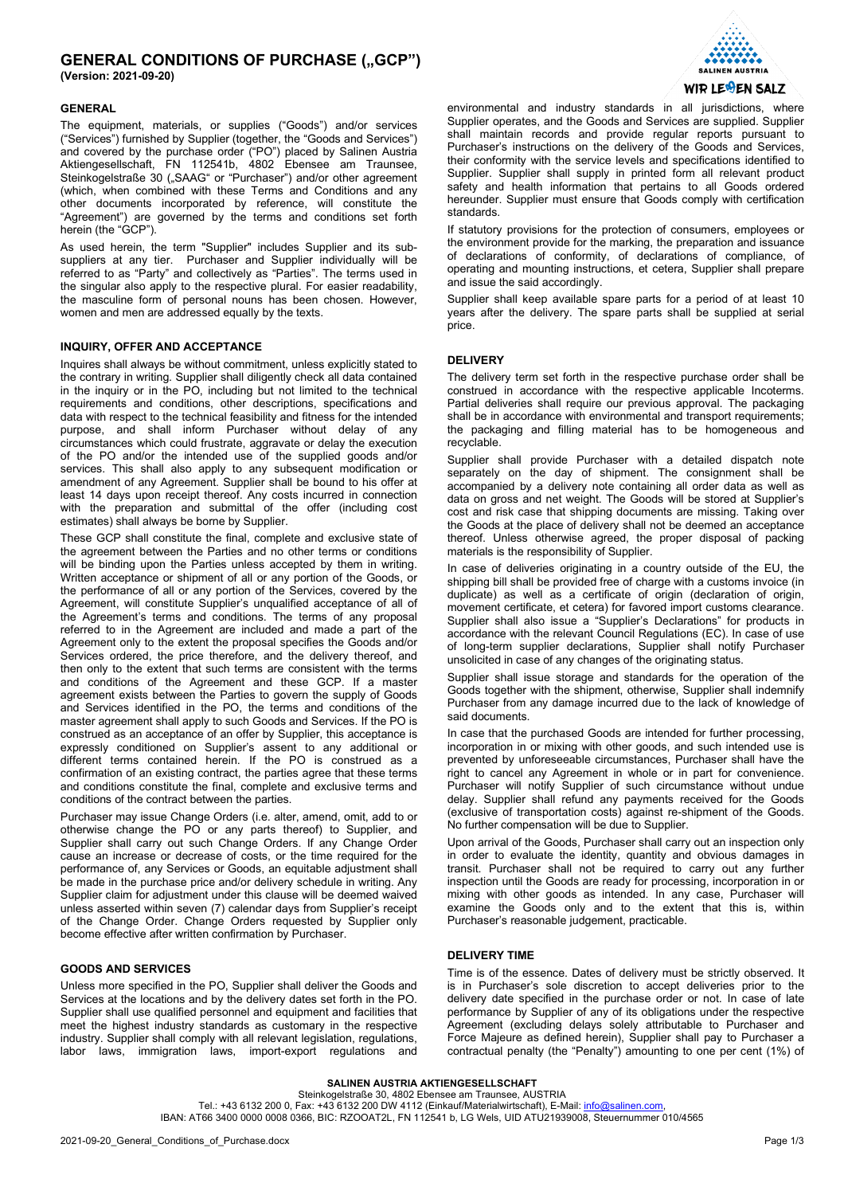# GENERAL CONDITIONS OF PURCHASE („GCP")

**(Version: 2021-09-20)**

## GENERAL

The equipment, materials, or supplies ("Goods") and/or services ("Services") furnished by Supplier (together, the "Goods and Services") and covered by the purchase order ("PO") placed by Salinen Austria Aktiengesellschaft, FN 112541b, 4802 Ebensee am Traunsee, Steinkogelstraße 30 („SAAG" or "Purchaser") and/or other agreement (which, when combined with these Terms and Conditions and any other documents incorporated by reference, will constitute the "Agreement") are governed by the terms and conditions set forth herein (the "GCP").

As used herein, the term "Supplier" includes Supplier and its sub-suppliers at any tier. Purchaser and Supplier individually will be referred to as "Party" and collectively as "Parties". The terms used in the singular also apply to the respective plural. For easier readability, the masculine form of personal nouns has been chosen. However, women and men are addressed equally by the texts.

## INQUIRY, OFFER AND ACCEPTANCE

Inquires shall always be without commitment, unless explicitly stated to the contrary in writing. Supplier shall diligently check all data contained in the inquiry or in the PO, including but not limited to the technical requirements and conditions, other descriptions, specifications and data with respect to the technical feasibility and fitness for the intended purpose, and shall inform Purchaser without delay of any circumstances which could frustrate, aggravate or delay the execution of the PO and/or the intended use of the supplied goods and/or services. This shall also apply to any subsequent modification or amendment of any Agreement. Supplier shall be bound to his offer at least 14 days upon receipt thereof. Any costs incurred in connection with the preparation and submittal of the offer (including cost estimates) shall always be borne by Supplier.

These GCP shall constitute the final, complete and exclusive state of the agreement between the Parties and no other terms or conditions will be binding upon the Parties unless accepted by them in writing. Written acceptance or shipment of all or any portion of the Goods, or the performance of all or any portion of the Services, covered by the Agreement, will constitute Supplier's unqualified acceptance of all of the Agreement's terms and conditions. The terms of any proposal referred to in the Agreement are included and made a part of the Agreement only to the extent the proposal specifies the Goods and/or Services ordered, the price therefore, and the delivery thereof, and then only to the extent that such terms are consistent with the terms and conditions of the Agreement and these GCP. If a master agreement exists between the Parties to govern the supply of Goods and Services identified in the PO, the terms and conditions of the master agreement shall apply to such Goods and Services. If the PO is construed as an acceptance of an offer by Supplier, this acceptance is expressly conditioned on Supplier's assent to any additional or different terms contained herein. If the PO is construed as a confirmation of an existing contract, the parties agree that these terms and conditions constitute the final, complete and exclusive terms and conditions of the contract between the parties.

Purchaser may issue Change Orders (i.e. alter, amend, omit, add to or otherwise change the PO or any parts thereof) to Supplier, and Supplier shall carry out such Change Orders. If any Change Order cause an increase or decrease of costs, or the time required for the performance of, any Services or Goods, an equitable adjustment shall be made in the purchase price and/or delivery schedule in writing. Any Supplier claim for adjustment under this clause will be deemed waived unless asserted within seven (7) calendar days from Supplier's receipt of the Change Order. Change Orders requested by Supplier only become effective after written confirmation by Purchaser.

## GOODS AND SERVICES

Unless more specified in the PO, Supplier shall deliver the Goods and Services at the locations and by the delivery dates set forth in the PO. Supplier shall use qualified personnel and equipment and facilities that meet the highest industry standards as customary in the respective industry. Supplier shall comply with all relevant legislation, regulations, labor laws, immigration laws, import-export regulations and environmental and industry standards in all jurisdictions, where Supplier operates, and the Goods and Services are supplied. Supplier shall maintain records and provide regular reports pursuant to Purchaser's instructions on the delivery of the Goods and Services, their conformity with the service levels and specifications identified to Supplier. Supplier shall supply in printed form all relevant product safety and health information that pertains to all Goods ordered hereunder. Supplier must ensure that Goods comply with certification standards.

If statutory provisions for the protection of consumers, employees or the environment provide for the marking, the preparation and issuance of declarations of conformity, of declarations of compliance, of operating and mounting instructions, et cetera, Supplier shall prepare and issue the said accordingly.

Supplier shall keep available spare parts for a period of at least 10 years after the delivery. The spare parts shall be supplied at serial price.

## DELIVERY

The delivery term set forth in the respective purchase order shall be construed in accordance with the respective applicable Incoterms. Partial deliveries shall require our previous approval. The packaging shall be in accordance with environmental and transport requirements; the packaging and filling material has to be homogeneous and recyclable.

Supplier shall provide Purchaser with a detailed dispatch note separately on the day of shipment. The consignment shall be accompanied by a delivery note containing all order data as well as data on gross and net weight. The Goods will be stored at Supplier's cost and risk case that shipping documents are missing. Taking over the Goods at the place of delivery shall not be deemed an acceptance thereof. Unless otherwise agreed, the proper disposal of packing materials is the responsibility of Supplier.

In case of deliveries originating in a country outside of the EU, the shipping bill shall be provided free of charge with a customs invoice (in duplicate) as well as a certificate of origin (declaration of origin, movement certificate, et cetera) for favored import customs clearance. Supplier shall also issue a "Supplier's Declarations" for products in accordance with the relevant Council Regulations (EC). In case of use of long-term supplier declarations, Supplier shall notify Purchaser unsolicited in case of any changes of the originating status.

Supplier shall issue storage and standards for the operation of the Goods together with the shipment, otherwise, Supplier shall indemnify Purchaser from any damage incurred due to the lack of knowledge of said documents.

In case that the purchased Goods are intended for further processing, incorporation in or mixing with other goods, and such intended use is prevented by unforeseeable circumstances, Purchaser shall have the right to cancel any Agreement in whole or in part for convenience. Purchaser will notify Supplier of such circumstance without undue delay. Supplier shall refund any payments received for the Goods (exclusive of transportation costs) against re-shipment of the Goods. No further compensation will be due to Supplier.

Upon arrival of the Goods, Purchaser shall carry out an inspection only in order to evaluate the identity, quantity and obvious damages in transit. Purchaser shall not be required to carry out any further inspection until the Goods are ready for processing, incorporation in or mixing with other goods as intended. In any case, Purchaser will examine the Goods only and to the extent that this is, within Purchaser's reasonable judgement, practicable.

## DELIVERY TIME

Time is of the essence. Dates of delivery must be strictly observed. It is in Purchaser's sole discretion to accept deliveries prior to the delivery date specified in the purchase order or not. In case of late performance by Supplier of any of its obligations under the respective Agreement (excluding delays solely attributable to Purchaser and Force Majeure as defined herein), Supplier shall pay to Purchaser a contractual penalty (the "Penalty") amounting to one per cent (1%) of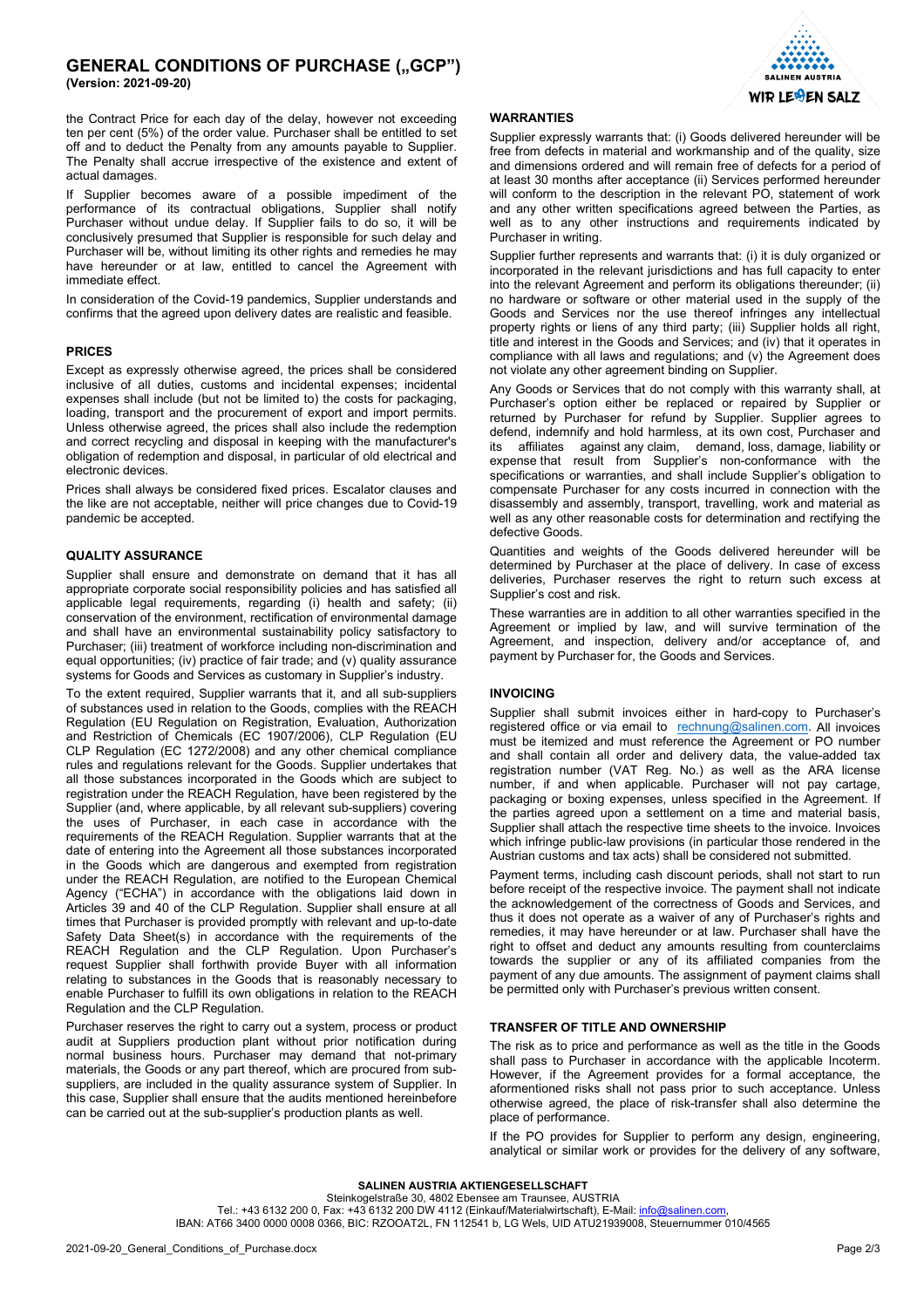the Contract Price for each day of the delay, however not exceeding ten per cent (5%) of the order value. Purchaser shall be entitled to set off and to deduct the Penalty from any amounts payable to Supplier. The Penalty shall accrue irrespective of the existence and extent of actual damages.

If Supplier becomes aware of a possible impediment of the performance of its contractual obligations, Supplier shall notify Purchaser without undue delay. If Supplier fails to do so, it will be conclusively presumed that Supplier is responsible for such delay and Purchaser will be, without limiting its other rights and remedies he may have hereunder or at law, entitled to cancel the Agreement with immediate effect.

In consideration of the Covid-19 pandemics, Supplier understands and confirms that the agreed upon delivery dates are realistic and feasible.

**PRICES**

Except as expressly otherwise agreed, the prices shall be considered inclusive of all duties, customs and incidental expenses; incidental expenses shall include (but not be limited to) the costs for packaging, loading, transport and the procurement of export and import permits. Unless otherwise agreed, the prices shall also include the redemption and correct recycling and disposal in keeping with the manufacturer's obligation of redemption and disposal, in particular of old electrical and electronic devices.

Prices shall always be considered fixed prices. Escalator clauses and the like are not acceptable, neither will price changes due to Covid-19 pandemic be accepted.

**QUALITY ASSURANCE**

Supplier shall ensure and demonstrate on demand that it has all appropriate corporate social responsibility policies and has satisfied all applicable legal requirements, regarding (i) health and safety; (ii) conservation of the environment, rectification of environmental damage and shall have an environmental sustainability policy satisfactory to Purchaser; (iii) treatment of workforce including non-discrimination and equal opportunities; (iv) practice of fair trade; and (v) quality assurance systems for Goods and Services as customary in Supplier's industry.

To the extent required, Supplier warrants that it, and all sub-suppliers of substances used in relation to the Goods, complies with the REACH Regulation (EU Regulation on Registration, Evaluation, Authorization and Restriction of Chemicals (EC 1907/2006), CLP Regulation (EU CLP Regulation (EC 1272/2008) and any other chemical compliance rules and regulations relevant for the Goods. Supplier undertakes that all those substances incorporated in the Goods which are subject to registration under the REACH Regulation, have been registered by the Supplier (and, where applicable, by all relevant sub-suppliers) covering the uses of Purchaser, in each case in accordance with the requirements of the REACH Regulation. Supplier warrants that at the date of entering into the Agreement all those substances incorporated in the Goods which are dangerous and exempted from registration under the REACH Regulation, are notified to the European Chemical Agency ("ECHA") in accordance with the obligations laid down in Articles 39 and 40 of the CLP Regulation. Supplier shall ensure at all times that Purchaser is provided promptly with relevant and up-to-date Safety Data Sheet(s) in accordance with the requirements of the REACH Regulation and the CLP Regulation. Upon Purchaser's request Supplier shall forthwith provide Buyer with all information relating to substances in the Goods that is reasonably necessary to enable Purchaser to fulfill its own obligations in relation to the REACH Regulation and the CLP Regulation.

Purchaser reserves the right to carry out a system, process or product audit at Suppliers production plant without prior notification during normal business hours. Purchaser may demand that not-primary materials, the Goods or any part thereof, which are procured from sub-suppliers, are included in the quality assurance system of Supplier. In this case, Supplier shall ensure that the audits mentioned hereinbefore can be carried out at the sub-supplier's production plants as well.

**WARRANTIES**

Supplier expressly warrants that: (i) Goods delivered hereunder will be free from defects in material and workmanship and of the quality, size and dimensions ordered and will remain free of defects for a period of at least 30 months after acceptance (ii) Services performed hereunder will conform to the description in the relevant PO, statement of work and any other written specifications agreed between the Parties, as well as to any other instructions and requirements indicated by Purchaser in writing.

Supplier further represents and warrants that: (i) it is duly organized or incorporated in the relevant jurisdictions and has full capacity to enter into the relevant Agreement and perform its obligations thereunder; (ii) no hardware or software or other material used in the supply of the Goods and Services nor the use thereof infringes any intellectual property rights or liens of any third party; (iii) Supplier holds all right, title and interest in the Goods and Services; and (iv) that it operates in compliance with all laws and regulations; and (v) the Agreement does not violate any other agreement binding on Supplier.

Any Goods or Services that do not comply with this warranty shall, at Purchaser's option either be replaced or repaired by Supplier or returned by Purchaser for refund by Supplier. Supplier agrees to defend, indemnify and hold harmless, at its own cost, Purchaser and its affiliates against any claim, demand, loss, damage, liability or expense that result from Supplier's non-conformance with the specifications or warranties, and shall include Supplier's obligation to compensate Purchaser for any costs incurred in connection with the disassembly and assembly, transport, travelling, work and material as well as any other reasonable costs for determination and rectifying the defective Goods.

Quantities and weights of the Goods delivered hereunder will be determined by Purchaser at the place of delivery. In case of excess deliveries, Purchaser reserves the right to return such excess at Supplier's cost and risk.

These warranties are in addition to all other warranties specified in the Agreement or implied by law, and will survive termination of the Agreement, and inspection, delivery and/or acceptance of, and payment by Purchaser for, the Goods and Services.

**INVOICING**

Supplier shall submit invoices either in hard-copy to Purchaser's registered office or via email to rechnung@salinen.com. All invoices must be itemized and must reference the Agreement or PO number and shall contain all order and delivery data, the value-added tax registration number (VAT Reg. No.) as well as the ARA license number, if and when applicable. Purchaser will not pay cartage, packaging or boxing expenses, unless specified in the Agreement. If the parties agreed upon a settlement on a time and material basis, Supplier shall attach the respective time sheets to the invoice. Invoices which infringe public-law provisions (in particular those rendered in the Austrian customs and tax acts) shall be considered not submitted.

Payment terms, including cash discount periods, shall not start to run before receipt of the respective invoice. The payment shall not indicate the acknowledgement of the correctness of Goods and Services, and thus it does not operate as a waiver of any of Purchaser's rights and remedies, it may have hereunder or at law. Purchaser shall have the right to offset and deduct any amounts resulting from counterclaims towards the supplier or any of its affiliated companies from the payment of any due amounts. The assignment of payment claims shall be permitted only with Purchaser's previous written consent.

**TRANSFER OF TITLE AND OWNERSHIP**

The risk as to price and performance as well as the title in the Goods shall pass to Purchaser in accordance with the applicable Incoterm. However, if the Agreement provides for a formal acceptance, the aformentioned risks shall not pass prior to such acceptance. Unless otherwise agreed, the place of risk-transfer shall also determine the place of performance.

If the PO provides for Supplier to perform any design, engineering, analytical or similar work or provides for the delivery of any software,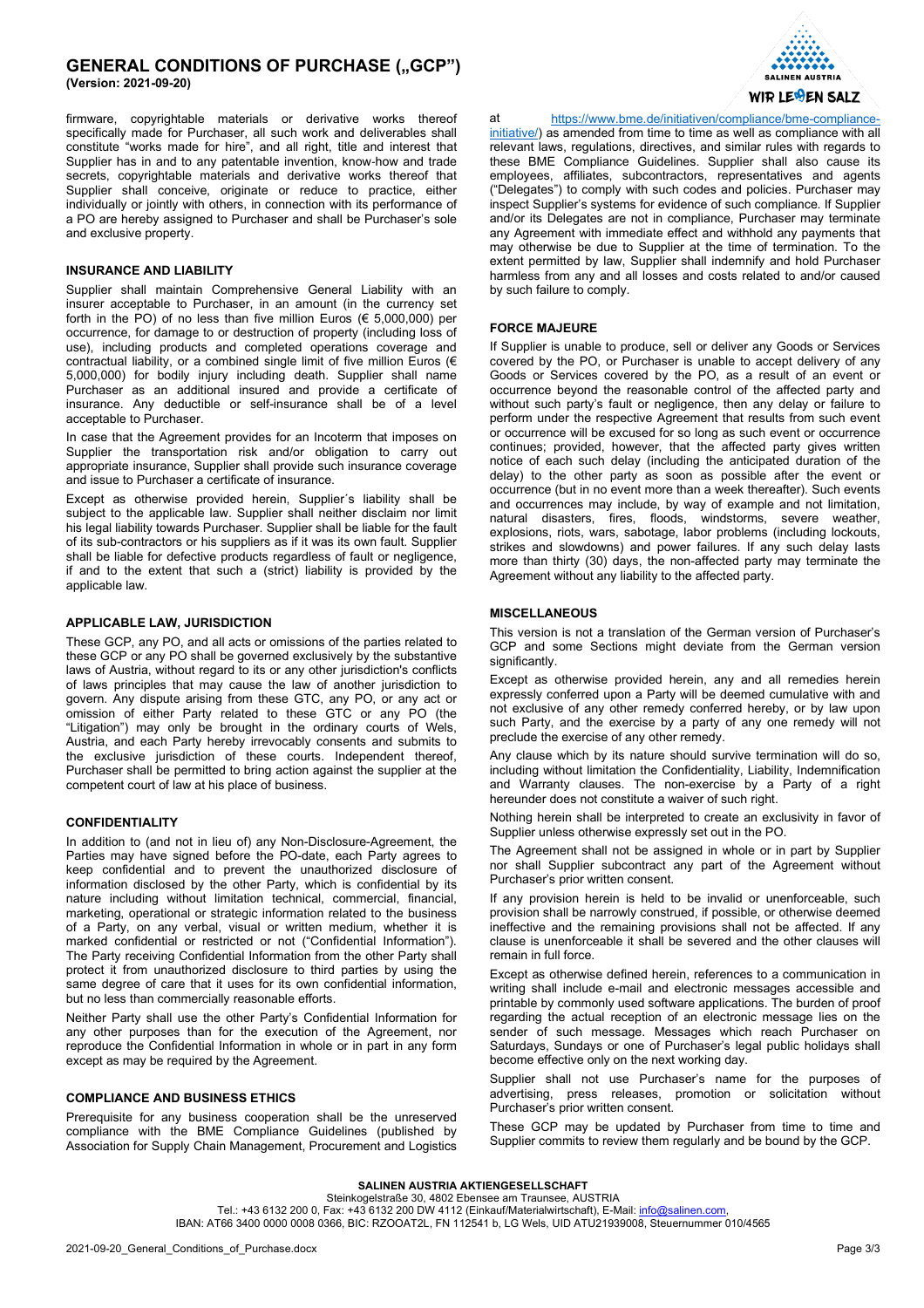firmware, copyrightable materials or derivative works thereof specifically made for Purchaser, all such work and deliverables shall constitute "works made for hire", and all right, title and interest that Supplier has in and to any patentable invention, know-how and trade secrets, copyrightable materials and derivative works thereof that Supplier shall conceive, originate or reduce to practice, either individually or jointly with others, in connection with its performance of a PO are hereby assigned to Purchaser and shall be Purchaser's sole and exclusive property.

#### INSURANCE AND LIABILITY

Supplier shall maintain Comprehensive General Liability with an insurer acceptable to Purchaser, in an amount (in the currency set forth in the PO) of no less than five million Euros (€ 5,000,000) per occurrence, for damage to or destruction of property (including loss of use), including products and completed operations coverage and contractual liability, or a combined single limit of five million Euros (€ 5,000,000) for bodily injury including death. Supplier shall name Purchaser as an additional insured and provide a certificate of insurance. Any deductible or self-insurance shall be of a level acceptable to Purchaser.

In case that the Agreement provides for an Incoterm that imposes on Supplier the transportation risk and/or obligation to carry out appropriate insurance, Supplier shall provide such insurance coverage and issue to Purchaser a certificate of insurance.

Except as otherwise provided herein, Supplier´s liability shall be subject to the applicable law. Supplier shall neither disclaim nor limit his legal liability towards Purchaser. Supplier shall be liable for the fault of its sub-contractors or his suppliers as if it was its own fault. Supplier shall be liable for defective products regardless of fault or negligence, if and to the extent that such a (strict) liability is provided by the applicable law.

#### APPLICABLE LAW, JURISDICTION

These GCP, any PO, and all acts or omissions of the parties related to these GCP or any PO shall be governed exclusively by the substantive laws of Austria, without regard to its or any other jurisdiction's conflicts of laws principles that may cause the law of another jurisdiction to govern. Any dispute arising from these GTC, any PO, or any act or omission of either Party related to these GTC or any PO (the "Litigation") may only be brought in the ordinary courts of Wels, Austria, and each Party hereby irrevocably consents and submits to the exclusive jurisdiction of these courts. Independent thereof, Purchaser shall be permitted to bring action against the supplier at the competent court of law at his place of business.

#### CONFIDENTIALITY

In addition to (and not in lieu of) any Non-Disclosure-Agreement, the Parties may have signed before the PO-date, each Party agrees to keep confidential and to prevent the unauthorized disclosure of information disclosed by the other Party, which is confidential by its nature including without limitation technical, commercial, financial, marketing, operational or strategic information related to the business of a Party, on any verbal, visual or written medium, whether it is marked confidential or restricted or not ("Confidential Information"). The Party receiving Confidential Information from the other Party shall protect it from unauthorized disclosure to third parties by using the same degree of care that it uses for its own confidential information, but no less than commercially reasonable efforts.

Neither Party shall use the other Party's Confidential Information for any other purposes than for the execution of the Agreement, nor reproduce the Confidential Information in whole or in part in any form except as may be required by the Agreement.

#### COMPLIANCE AND BUSINESS ETHICS

Prerequisite for any business cooperation shall be the unreserved compliance with the BME Compliance Guidelines (published by Association for Supply Chain Management, Procurement and Logistics at https://www.bme.de/initiativen/compliance/bme-compliance-initiative/) as amended from time to time as well as compliance with all relevant laws, regulations, directives, and similar rules with regards to these BME Compliance Guidelines. Supplier shall also cause its employees, affiliates, subcontractors, representatives and agents ("Delegates") to comply with such codes and policies. Purchaser may inspect Supplier's systems for evidence of such compliance. If Supplier and/or its Delegates are not in compliance, Purchaser may terminate any Agreement with immediate effect and withhold any payments that may otherwise be due to Supplier at the time of termination. To the extent permitted by law, Supplier shall indemnify and hold Purchaser harmless from any and all losses and costs related to and/or caused by such failure to comply.

#### FORCE MAJEURE

If Supplier is unable to produce, sell or deliver any Goods or Services covered by the PO, or Purchaser is unable to accept delivery of any Goods or Services covered by the PO, as a result of an event or occurrence beyond the reasonable control of the affected party and without such party's fault or negligence, then any delay or failure to perform under the respective Agreement that results from such event or occurrence will be excused for so long as such event or occurrence continues; provided, however, that the affected party gives written notice of each such delay (including the anticipated duration of the delay) to the other party as soon as possible after the event or occurrence (but in no event more than a week thereafter). Such events and occurrences may include, by way of example and not limitation, natural disasters, fires, floods, windstorms, severe weather, explosions, riots, wars, sabotage, labor problems (including lockouts, strikes and slowdowns) and power failures. If any such delay lasts more than thirty (30) days, the non-affected party may terminate the Agreement without any liability to the affected party.

#### MISCELLANEOUS

This version is not a translation of the German version of Purchaser's GCP and some Sections might deviate from the German version significantly.

Except as otherwise provided herein, any and all remedies herein expressly conferred upon a Party will be deemed cumulative with and not exclusive of any other remedy conferred hereby, or by law upon such Party, and the exercise by a party of any one remedy will not preclude the exercise of any other remedy.

Any clause which by its nature should survive termination will do so, including without limitation the Confidentiality, Liability, Indemnification and Warranty clauses. The non-exercise by a Party of a right hereunder does not constitute a waiver of such right.

Nothing herein shall be interpreted to create an exclusivity in favor of Supplier unless otherwise expressly set out in the PO.

The Agreement shall not be assigned in whole or in part by Supplier nor shall Supplier subcontract any part of the Agreement without Purchaser's prior written consent.

If any provision herein is held to be invalid or unenforceable, such provision shall be narrowly construed, if possible, or otherwise deemed ineffective and the remaining provisions shall not be affected. If any clause is unenforceable it shall be severed and the other clauses will remain in full force.

Except as otherwise defined herein, references to a communication in writing shall include e-mail and electronic messages accessible and printable by commonly used software applications. The burden of proof regarding the actual reception of an electronic message lies on the sender of such message. Messages which reach Purchaser on Saturdays, Sundays or one of Purchaser's legal public holidays shall become effective only on the next working day.

Supplier shall not use Purchaser's name for the purposes of advertising, press releases, promotion or solicitation without Purchaser's prior written consent.

These GCP may be updated by Purchaser from time to time and Supplier commits to review them regularly and be bound by the GCP.